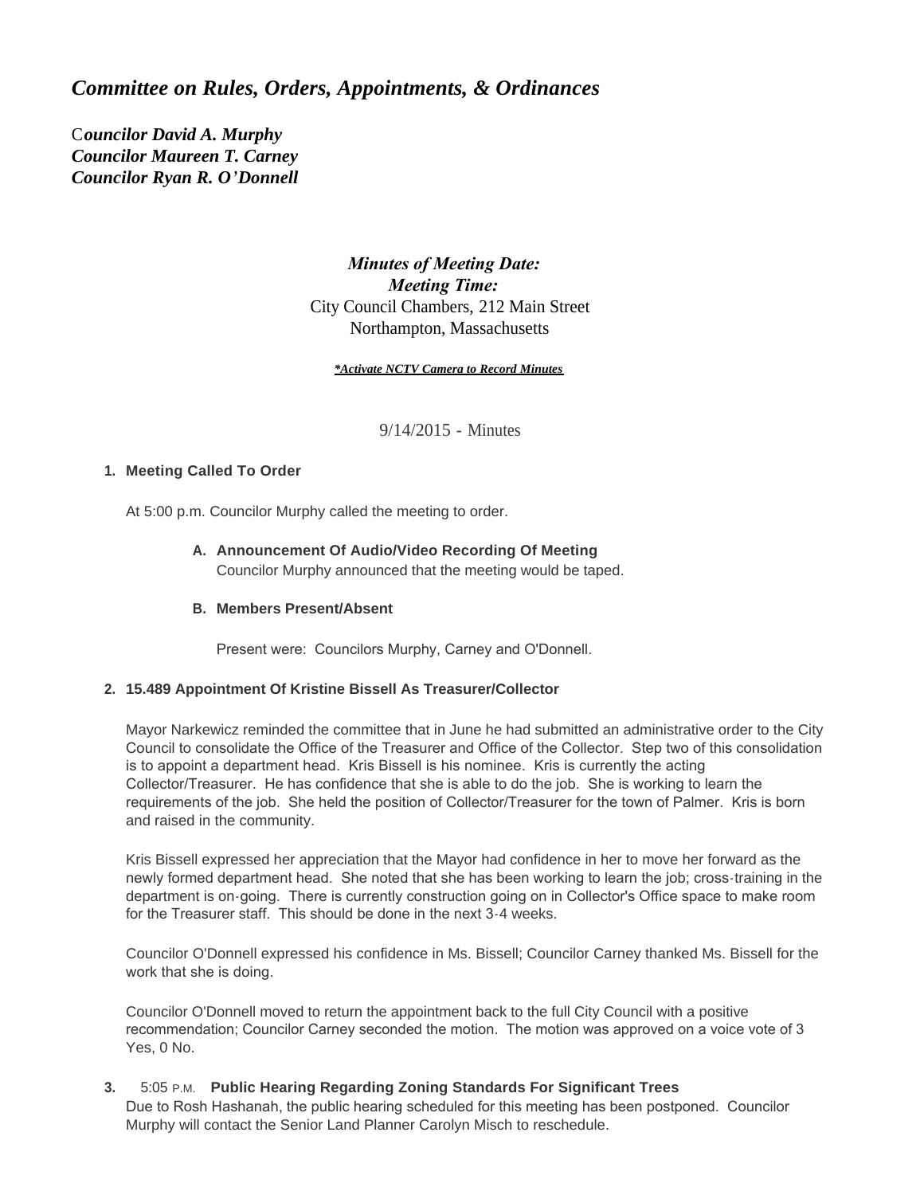# *Committee on Rules, Orders, Appointments, & Ordinances*

*Councilor David A. Murphy*
*Councilor Maureen T. Carney*
*Councilor Ryan R. O'Donnell*

***Minutes of Meeting Date:***
***Meeting Time:***
City Council Chambers, 212 Main Street
Northampton, Massachusetts

***\*Activate NCTV Camera to Record Minutes***

9/14/2015 - Minutes

**1. Meeting Called To Order**

At 5:00 p.m. Councilor Murphy called the meeting to order.

**A. Announcement Of Audio/Video Recording Of Meeting**
Councilor Murphy announced that the meeting would be taped.

**B. Members Present/Absent**

Present were: Councilors Murphy, Carney and O'Donnell.

**2. 15.489 Appointment Of Kristine Bissell As Treasurer/Collector**

Mayor Narkewicz reminded the committee that in June he had submitted an administrative order to the City Council to consolidate the Office of the Treasurer and Office of the Collector. Step two of this consolidation is to appoint a department head. Kris Bissell is his nominee. Kris is currently the acting Collector/Treasurer. He has confidence that she is able to do the job. She is working to learn the requirements of the job. She held the position of Collector/Treasurer for the town of Palmer. Kris is born and raised in the community.

Kris Bissell expressed her appreciation that the Mayor had confidence in her to move her forward as the newly formed department head. She noted that she has been working to learn the job; cross-training in the department is on-going. There is currently construction going on in Collector's Office space to make room for the Treasurer staff. This should be done in the next 3-4 weeks.

Councilor O'Donnell expressed his confidence in Ms. Bissell; Councilor Carney thanked Ms. Bissell for the work that she is doing.

Councilor O'Donnell moved to return the appointment back to the full City Council with a positive recommendation; Councilor Carney seconded the motion. The motion was approved on a voice vote of 3 Yes, 0 No.

**3.** 5:05 P.M. **Public Hearing Regarding Zoning Standards For Significant Trees**
Due to Rosh Hashanah, the public hearing scheduled for this meeting has been postponed. Councilor Murphy will contact the Senior Land Planner Carolyn Misch to reschedule.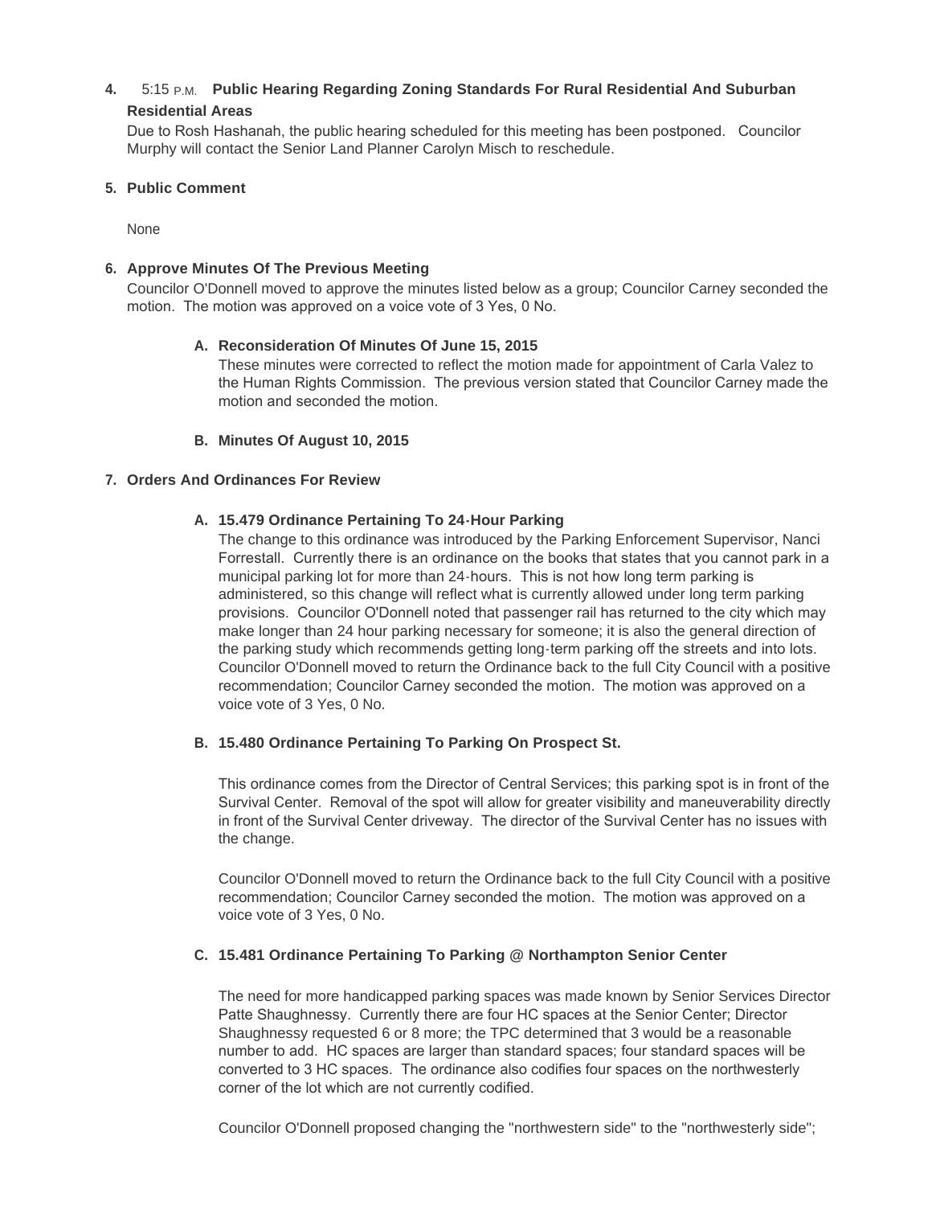**4.** 5:15 P.M. **Public Hearing Regarding Zoning Standards For Rural Residential And Suburban Residential Areas**

Due to Rosh Hashanah, the public hearing scheduled for this meeting has been postponed. Councilor Murphy will contact the Senior Land Planner Carolyn Misch to reschedule.

**5. Public Comment**

None

**6. Approve Minutes Of The Previous Meeting**

Councilor O'Donnell moved to approve the minutes listed below as a group; Councilor Carney seconded the motion. The motion was approved on a voice vote of 3 Yes, 0 No.

**A. Reconsideration Of Minutes Of June 15, 2015**

These minutes were corrected to reflect the motion made for appointment of Carla Valez to the Human Rights Commission. The previous version stated that Councilor Carney made the motion and seconded the motion.

**B. Minutes Of August 10, 2015**

**7. Orders And Ordinances For Review**

**A. 15.479 Ordinance Pertaining To 24-Hour Parking**

The change to this ordinance was introduced by the Parking Enforcement Supervisor, Nanci Forrestall. Currently there is an ordinance on the books that states that you cannot park in a municipal parking lot for more than 24-hours. This is not how long term parking is administered, so this change will reflect what is currently allowed under long term parking provisions. Councilor O'Donnell noted that passenger rail has returned to the city which may make longer than 24 hour parking necessary for someone; it is also the general direction of the parking study which recommends getting long-term parking off the streets and into lots. Councilor O'Donnell moved to return the Ordinance back to the full City Council with a positive recommendation; Councilor Carney seconded the motion. The motion was approved on a voice vote of 3 Yes, 0 No.

**B. 15.480 Ordinance Pertaining To Parking On Prospect St.**

This ordinance comes from the Director of Central Services; this parking spot is in front of the Survival Center. Removal of the spot will allow for greater visibility and maneuverability directly in front of the Survival Center driveway. The director of the Survival Center has no issues with the change.

Councilor O'Donnell moved to return the Ordinance back to the full City Council with a positive recommendation; Councilor Carney seconded the motion. The motion was approved on a voice vote of 3 Yes, 0 No.

**C. 15.481 Ordinance Pertaining To Parking @ Northampton Senior Center**

The need for more handicapped parking spaces was made known by Senior Services Director Patte Shaughnessy. Currently there are four HC spaces at the Senior Center; Director Shaughnessy requested 6 or 8 more; the TPC determined that 3 would be a reasonable number to add. HC spaces are larger than standard spaces; four standard spaces will be converted to 3 HC spaces. The ordinance also codifies four spaces on the northwesterly corner of the lot which are not currently codified.

Councilor O'Donnell proposed changing the "northwestern side" to the "northwesterly side";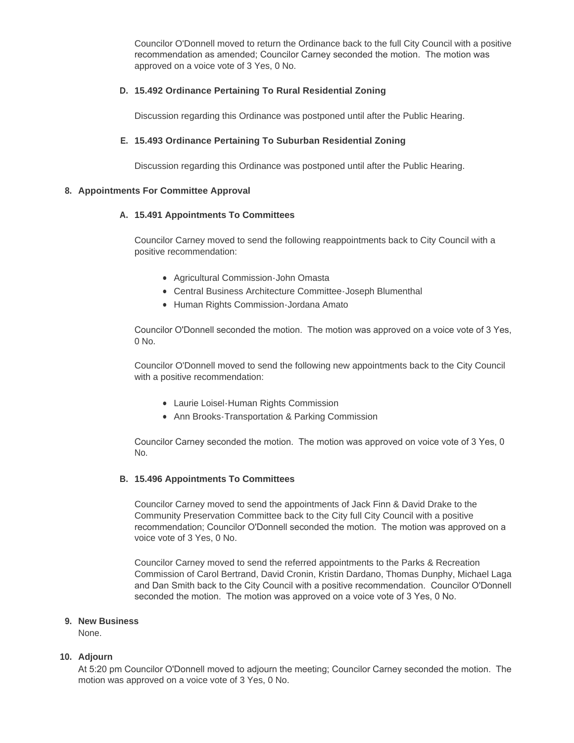Councilor O'Donnell moved to return the Ordinance back to the full City Council with a positive recommendation as amended; Councilor Carney seconded the motion. The motion was approved on a voice vote of 3 Yes, 0 No.

### D. 15.492 Ordinance Pertaining To Rural Residential Zoning

Discussion regarding this Ordinance was postponed until after the Public Hearing.

### E. 15.493 Ordinance Pertaining To Suburban Residential Zoning

Discussion regarding this Ordinance was postponed until after the Public Hearing.

## 8. Appointments For Committee Approval

### A. 15.491 Appointments To Committees

Councilor Carney moved to send the following reappointments back to City Council with a positive recommendation:

- Agricultural Commission-John Omasta
- Central Business Architecture Committee-Joseph Blumenthal
- Human Rights Commission-Jordana Amato

Councilor O'Donnell seconded the motion. The motion was approved on a voice vote of 3 Yes, 0 No.

Councilor O'Donnell moved to send the following new appointments back to the City Council with a positive recommendation:

- Laurie Loisel-Human Rights Commission
- Ann Brooks-Transportation & Parking Commission

Councilor Carney seconded the motion. The motion was approved on voice vote of 3 Yes, 0 No.

### B. 15.496 Appointments To Committees

Councilor Carney moved to send the appointments of Jack Finn & David Drake to the Community Preservation Committee back to the City full City Council with a positive recommendation; Councilor O'Donnell seconded the motion. The motion was approved on a voice vote of 3 Yes, 0 No.

Councilor Carney moved to send the referred appointments to the Parks & Recreation Commission of Carol Bertrand, David Cronin, Kristin Dardano, Thomas Dunphy, Michael Laga and Dan Smith back to the City Council with a positive recommendation. Councilor O'Donnell seconded the motion. The motion was approved on a voice vote of 3 Yes, 0 No.

## 9. New Business

None.

## 10. Adjourn

At 5:20 pm Councilor O'Donnell moved to adjourn the meeting; Councilor Carney seconded the motion. The motion was approved on a voice vote of 3 Yes, 0 No.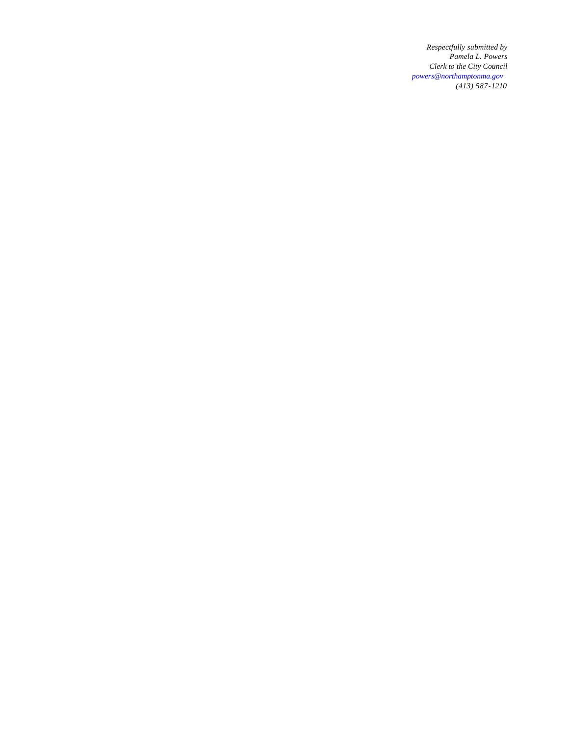*Respectfully submitted by*
*Pamela L. Powers*
*Clerk to the City Council*
*powers@northamptonma.gov*
*(413) 587-1210*